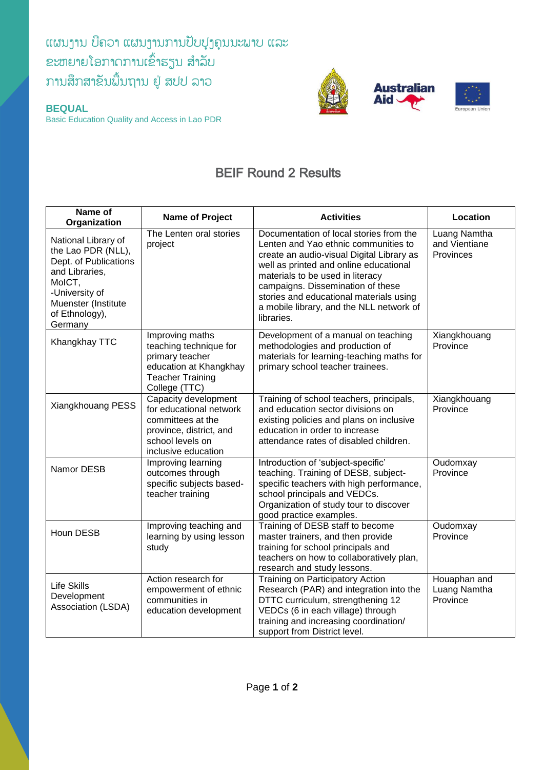ແຜນງານ ບີຄວາ ແຜນງານການປັບປຸງຄຸນນະພາບ ແລະ ຂະຫຍາຍໂອກາດການເຂົ້າຮຽນ ສໍາລັບ ການສຶກສາຂັ້ນພື້ນຖານ ຢູ່ ສປປ ລາວ

**BEQUAL**
Basic Education Quality and Access in Lao PDR

Australian Aid

European Union

# BEIF Round 2 Results

| Name of Organization | Name of Project | Activities | Location |
|---|---|---|---|
| National Library of the Lao PDR (NLL), Dept. of Publications and Libraries, MoICT, -University of Muenster (Institute of Ethnology), Germany | The Lenten oral stories project | Documentation of local stories from the Lenten and Yao ethnic communities to create an audio-visual Digital Library as well as printed and online educational materials to be used in literacy campaigns. Dissemination of these stories and educational materials using a mobile library, and the NLL network of libraries. | Luang Namtha and Vientiane Provinces |
| Khangkhay TTC | Improving maths teaching technique for primary teacher education at Khangkhay Teacher Training College (TTC) | Development of a manual on teaching methodologies and production of materials for learning-teaching maths for primary school teacher trainees. | Xiangkhouang Province |
| Xiangkhouang PESS | Capacity development for educational network committees at the province, district, and school levels on inclusive education | Training of school teachers, principals, and education sector divisions on existing policies and plans on inclusive education in order to increase attendance rates of disabled children. | Xiangkhouang Province |
| Namor DESB | Improving learning outcomes through specific subjects based-teacher training | Introduction of 'subject-specific' teaching. Training of DESB, subject-specific teachers with high performance, school principals and VEDCs. Organization of study tour to discover good practice examples. | Oudomxay Province |
| Houn DESB | Improving teaching and learning by using lesson study | Training of DESB staff to become master trainers, and then provide training for school principals and teachers on how to collaboratively plan, research and study lessons. | Oudomxay Province |
| Life Skills Development Association (LSDA) | Action research for empowerment of ethnic communities in education development | Training on Participatory Action Research (PAR) and integration into the DTTC curriculum, strengthening 12 VEDCs (6 in each village) through training and increasing coordination/ support from District level. | Houaphan and Luang Namtha Province |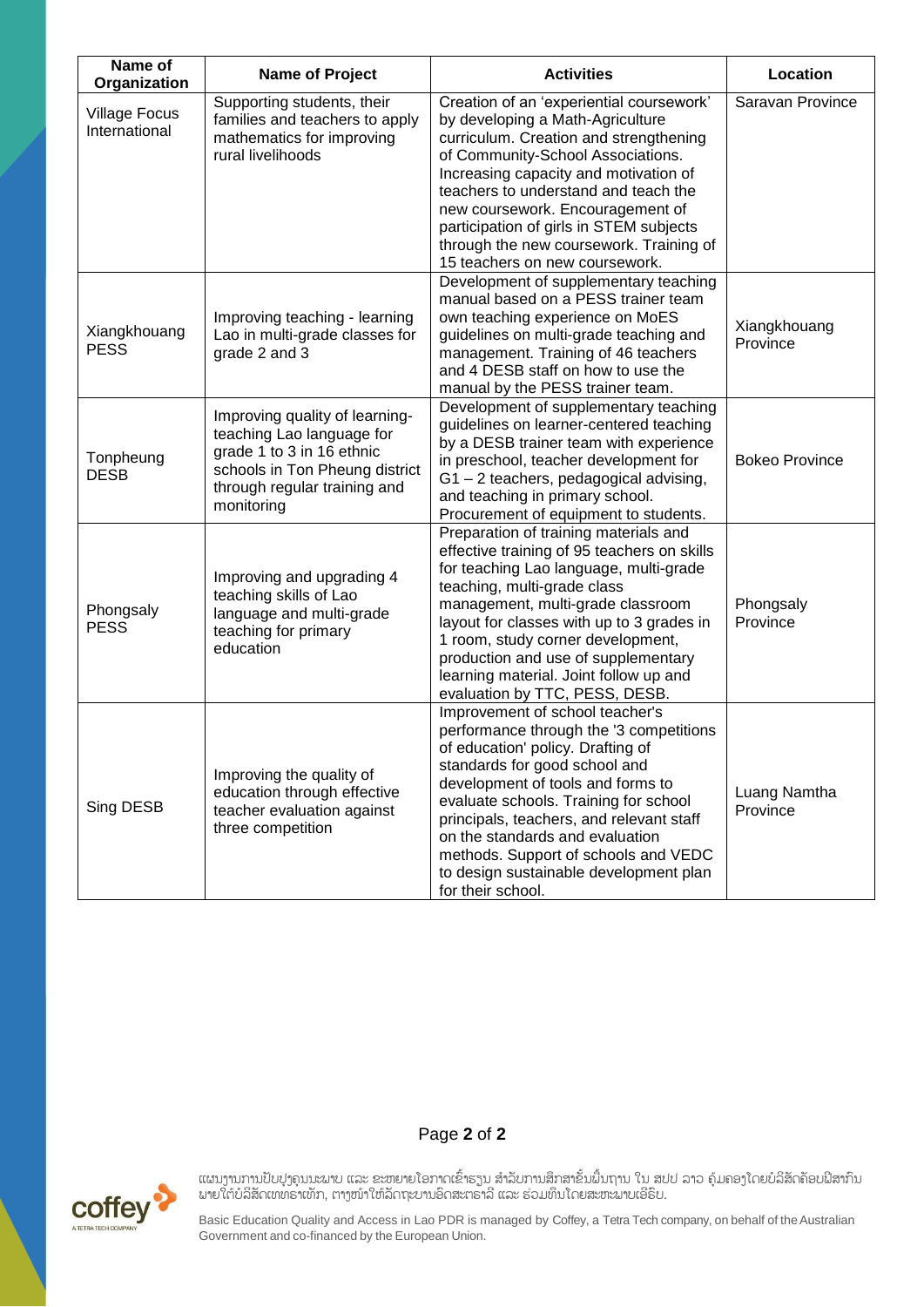| Name of Organization | Name of Project | Activities | Location |
|---|---|---|---|
| Village Focus International | Supporting students, their families and teachers to apply mathematics for improving rural livelihoods | Creation of an 'experiential coursework' by developing a Math-Agriculture curriculum. Creation and strengthening of Community-School Associations. Increasing capacity and motivation of teachers to understand and teach the new coursework. Encouragement of participation of girls in STEM subjects through the new coursework. Training of 15 teachers on new coursework. | Saravan Province |
| Xiangkhouang PESS | Improving teaching - learning Lao in multi-grade classes for grade 2 and 3 | Development of supplementary teaching manual based on a PESS trainer team own teaching experience on MoES guidelines on multi-grade teaching and management. Training of 46 teachers and 4 DESB staff on how to use the manual by the PESS trainer team. | Xiangkhouang Province |
| Tonpheung DESB | Improving quality of learning-teaching Lao language for grade 1 to 3 in 16 ethnic schools in Ton Pheung district through regular training and monitoring | Development of supplementary teaching guidelines on learner-centered teaching by a DESB trainer team with experience in preschool, teacher development for G1 – 2 teachers, pedagogical advising, and teaching in primary school. Procurement of equipment to students. | Bokeo Province |
| Phongsaly PESS | Improving and upgrading 4 teaching skills of Lao language and multi-grade teaching for primary education | Preparation of training materials and effective training of 95 teachers on skills for teaching Lao language, multi-grade teaching, multi-grade class management, multi-grade classroom layout for classes with up to 3 grades in 1 room, study corner development, production and use of supplementary learning material. Joint follow up and evaluation by TTC, PESS, DESB. | Phongsaly Province |
| Sing DESB | Improving the quality of education through effective teacher evaluation against three competition | Improvement of school teacher's performance through the '3 competitions of education' policy. Drafting of standards for good school and development of tools and forms to evaluate schools. Training for school principals, teachers, and relevant staff on the standards and evaluation methods. Support of schools and VEDC to design sustainable development plan for their school. | Luang Namtha Province |

ແຜນງານການປັບປຸງຄຸນນະພາບ ແລະ ຂະຫຍາຍໂອກາດເຂົ້າຮຽນ ສຳລັບການສຶກສາຂັ້ນພື້ນຖານ ໃນ ສປປ ລາວ ຄຸ້ມຄອງໂດຍບໍລິສັດຄ້ອບຟີສາກົນ ພາຍໃຕ້ບໍລິສັດເທທຣາເທັກ, ຕາງໜ້າໃຫ້ລັດຖະບານອົດສະຕຣາລີ ແລະ ຮ່ວມທຶນໂດຍສະຫະພາບເອີຣົບ.

Basic Education Quality and Access in Lao PDR is managed by Coffey, a Tetra Tech company, on behalf of the Australian Government and co-financed by the European Union.